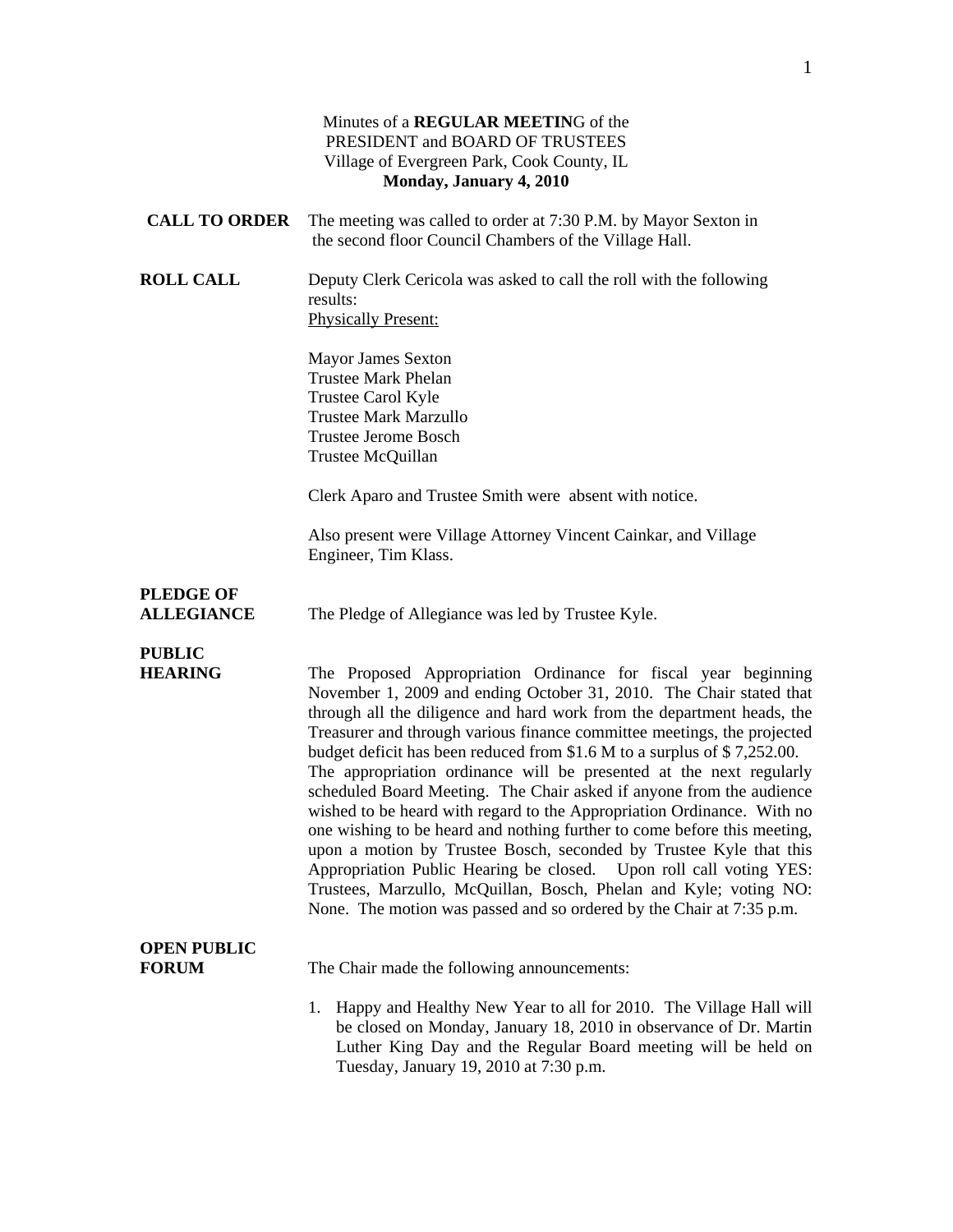Minutes of a **REGULAR MEETIN**G of the
PRESIDENT and BOARD OF TRUSTEES
Village of Evergreen Park, Cook County, IL
**Monday, January 4, 2010**

**CALL TO ORDER** The meeting was called to order at 7:30 P.M. by Mayor Sexton in the second floor Council Chambers of the Village Hall.

**ROLL CALL** Deputy Clerk Cericola was asked to call the roll with the following results:

Physically Present:

Mayor James Sexton
Trustee Mark Phelan
Trustee Carol Kyle
Trustee Mark Marzullo
Trustee Jerome Bosch
Trustee McQuillan

Clerk Aparo and Trustee Smith were absent with notice.

Also present were Village Attorney Vincent Cainkar, and Village Engineer, Tim Klass.

**PLEDGE OF ALLEGIANCE** The Pledge of Allegiance was led by Trustee Kyle.

**PUBLIC HEARING** The Proposed Appropriation Ordinance for fiscal year beginning November 1, 2009 and ending October 31, 2010. The Chair stated that through all the diligence and hard work from the department heads, the Treasurer and through various finance committee meetings, the projected budget deficit has been reduced from $1.6 M to a surplus of $ 7,252.00. The appropriation ordinance will be presented at the next regularly scheduled Board Meeting. The Chair asked if anyone from the audience wished to be heard with regard to the Appropriation Ordinance. With no one wishing to be heard and nothing further to come before this meeting, upon a motion by Trustee Bosch, seconded by Trustee Kyle that this Appropriation Public Hearing be closed. Upon roll call voting YES: Trustees, Marzullo, McQuillan, Bosch, Phelan and Kyle; voting NO: None. The motion was passed and so ordered by the Chair at 7:35 p.m.

**OPEN PUBLIC FORUM** The Chair made the following announcements:

1. Happy and Healthy New Year to all for 2010. The Village Hall will be closed on Monday, January 18, 2010 in observance of Dr. Martin Luther King Day and the Regular Board meeting will be held on Tuesday, January 19, 2010 at 7:30 p.m.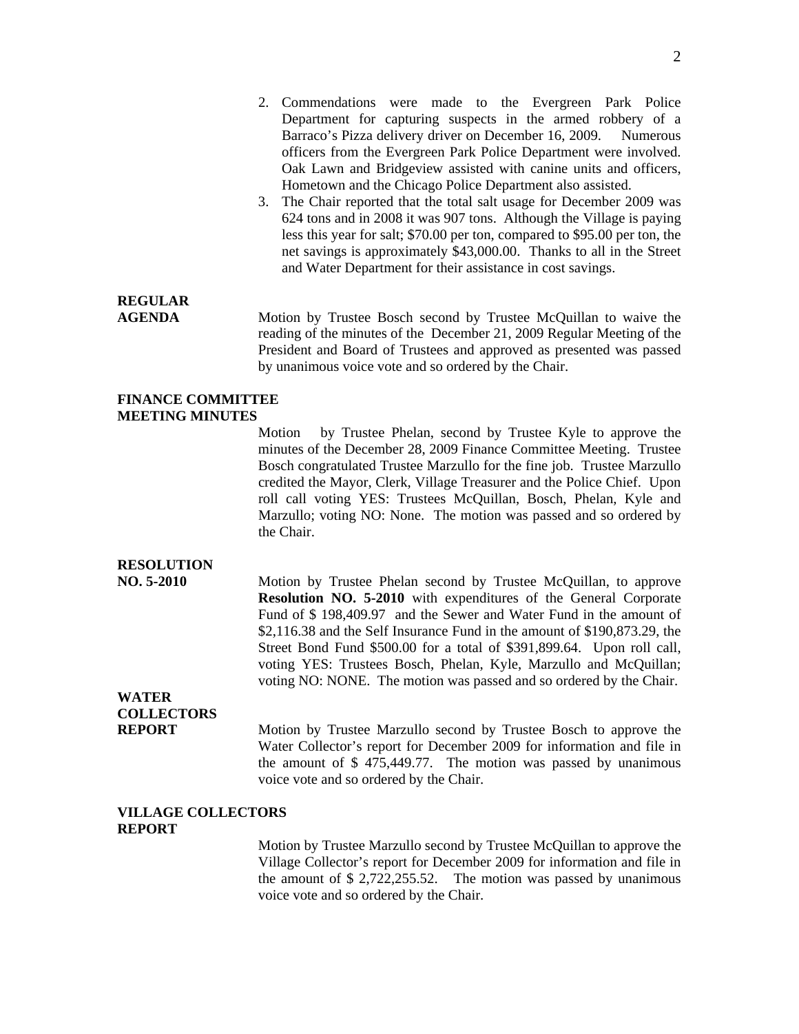2. Commendations were made to the Evergreen Park Police Department for capturing suspects in the armed robbery of a Barraco's Pizza delivery driver on December 16, 2009. Numerous officers from the Evergreen Park Police Department were involved. Oak Lawn and Bridgeview assisted with canine units and officers, Hometown and the Chicago Police Department also assisted.
3. The Chair reported that the total salt usage for December 2009 was 624 tons and in 2008 it was 907 tons. Although the Village is paying less this year for salt; $70.00 per ton, compared to $95.00 per ton, the net savings is approximately $43,000.00. Thanks to all in the Street and Water Department for their assistance in cost savings.

**REGULAR AGENDA**

Motion by Trustee Bosch second by Trustee McQuillan to waive the reading of the minutes of the December 21, 2009 Regular Meeting of the President and Board of Trustees and approved as presented was passed by unanimous voice vote and so ordered by the Chair.

**FINANCE COMMITTEE MEETING MINUTES**

Motion by Trustee Phelan, second by Trustee Kyle to approve the minutes of the December 28, 2009 Finance Committee Meeting. Trustee Bosch congratulated Trustee Marzullo for the fine job. Trustee Marzullo credited the Mayor, Clerk, Village Treasurer and the Police Chief. Upon roll call voting YES: Trustees McQuillan, Bosch, Phelan, Kyle and Marzullo; voting NO: None. The motion was passed and so ordered by the Chair.

**RESOLUTION NO. 5-2010**

Motion by Trustee Phelan second by Trustee McQuillan, to approve **Resolution NO. 5-2010** with expenditures of the General Corporate Fund of $ 198,409.97 and the Sewer and Water Fund in the amount of $2,116.38 and the Self Insurance Fund in the amount of $190,873.29, the Street Bond Fund $500.00 for a total of $391,899.64. Upon roll call, voting YES: Trustees Bosch, Phelan, Kyle, Marzullo and McQuillan; voting NO: NONE. The motion was passed and so ordered by the Chair.

**WATER COLLECTORS REPORT**

Motion by Trustee Marzullo second by Trustee Bosch to approve the Water Collector's report for December 2009 for information and file in the amount of $ 475,449.77. The motion was passed by unanimous voice vote and so ordered by the Chair.

**VILLAGE COLLECTORS REPORT**

Motion by Trustee Marzullo second by Trustee McQuillan to approve the Village Collector's report for December 2009 for information and file in the amount of $ 2,722,255.52. The motion was passed by unanimous voice vote and so ordered by the Chair.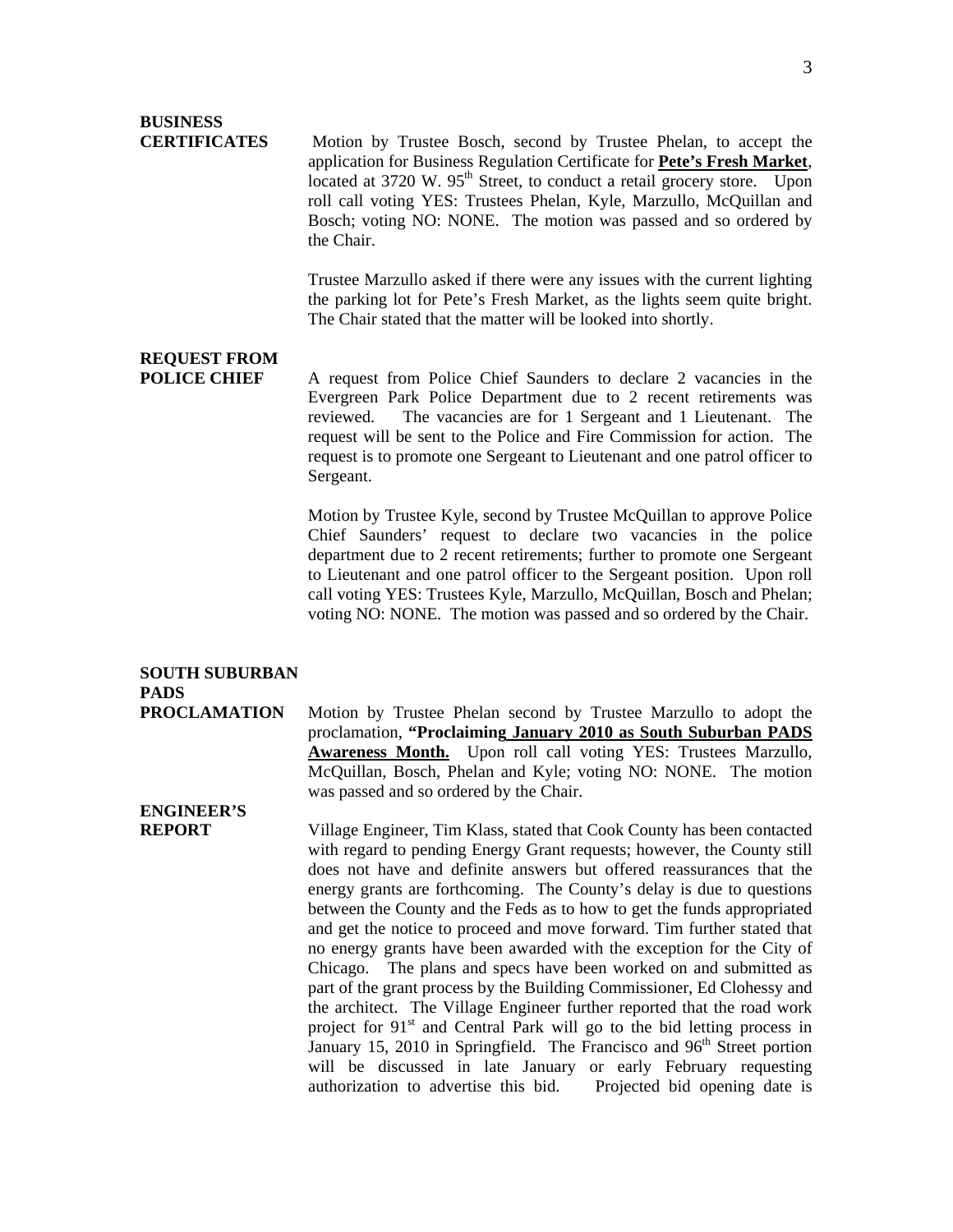**BUSINESS CERTIFICATES**

Motion by Trustee Bosch, second by Trustee Phelan, to accept the application for Business Regulation Certificate for **Pete's Fresh Market**, located at 3720 W. 95th Street, to conduct a retail grocery store. Upon roll call voting YES: Trustees Phelan, Kyle, Marzullo, McQuillan and Bosch; voting NO: NONE. The motion was passed and so ordered by the Chair.

Trustee Marzullo asked if there were any issues with the current lighting the parking lot for Pete's Fresh Market, as the lights seem quite bright. The Chair stated that the matter will be looked into shortly.

**REQUEST FROM POLICE CHIEF**

A request from Police Chief Saunders to declare 2 vacancies in the Evergreen Park Police Department due to 2 recent retirements was reviewed. The vacancies are for 1 Sergeant and 1 Lieutenant. The request will be sent to the Police and Fire Commission for action. The request is to promote one Sergeant to Lieutenant and one patrol officer to Sergeant.

Motion by Trustee Kyle, second by Trustee McQuillan to approve Police Chief Saunders' request to declare two vacancies in the police department due to 2 recent retirements; further to promote one Sergeant to Lieutenant and one patrol officer to the Sergeant position. Upon roll call voting YES: Trustees Kyle, Marzullo, McQuillan, Bosch and Phelan; voting NO: NONE. The motion was passed and so ordered by the Chair.

**SOUTH SUBURBAN PADS PROCLAMATION**

Motion by Trustee Phelan second by Trustee Marzullo to adopt the proclamation, **"Proclaiming January 2010 as South Suburban PADS Awareness Month.** Upon roll call voting YES: Trustees Marzullo, McQuillan, Bosch, Phelan and Kyle; voting NO: NONE. The motion was passed and so ordered by the Chair.

**ENGINEER'S REPORT**

Village Engineer, Tim Klass, stated that Cook County has been contacted with regard to pending Energy Grant requests; however, the County still does not have and definite answers but offered reassurances that the energy grants are forthcoming. The County's delay is due to questions between the County and the Feds as to how to get the funds appropriated and get the notice to proceed and move forward. Tim further stated that no energy grants have been awarded with the exception for the City of Chicago. The plans and specs have been worked on and submitted as part of the grant process by the Building Commissioner, Ed Clohessy and the architect. The Village Engineer further reported that the road work project for 91st and Central Park will go to the bid letting process in January 15, 2010 in Springfield. The Francisco and 96th Street portion will be discussed in late January or early February requesting authorization to advertise this bid. Projected bid opening date is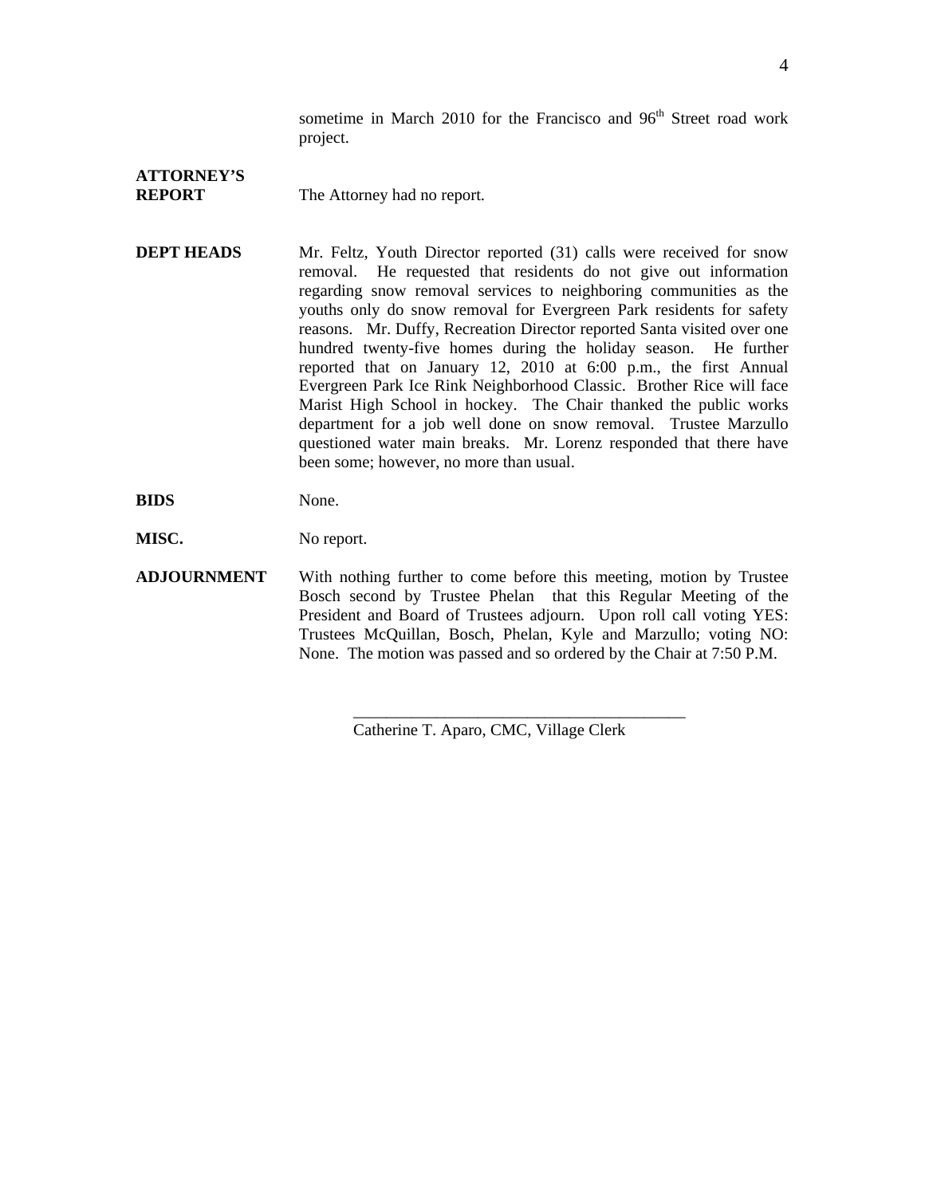sometime in March 2010 for the Francisco and 96th Street road work project.

**ATTORNEY'S REPORT** The Attorney had no report.

**DEPT HEADS** Mr. Feltz, Youth Director reported (31) calls were received for snow removal. He requested that residents do not give out information regarding snow removal services to neighboring communities as the youths only do snow removal for Evergreen Park residents for safety reasons. Mr. Duffy, Recreation Director reported Santa visited over one hundred twenty-five homes during the holiday season. He further reported that on January 12, 2010 at 6:00 p.m., the first Annual Evergreen Park Ice Rink Neighborhood Classic. Brother Rice will face Marist High School in hockey. The Chair thanked the public works department for a job well done on snow removal. Trustee Marzullo questioned water main breaks. Mr. Lorenz responded that there have been some; however, no more than usual.

**BIDS** None.

**MISC.** No report.

**ADJOURNMENT** With nothing further to come before this meeting, motion by Trustee Bosch second by Trustee Phelan that this Regular Meeting of the President and Board of Trustees adjourn. Upon roll call voting YES: Trustees McQuillan, Bosch, Phelan, Kyle and Marzullo; voting NO: None. The motion was passed and so ordered by the Chair at 7:50 P.M.

\_\_\_\_\_\_\_\_\_\_\_\_\_\_\_\_\_\_\_\_\_\_\_\_\_\_\_\_\_\_\_\_\_\_\_\_\_\_\_\_

Catherine T. Aparo, CMC, Village Clerk